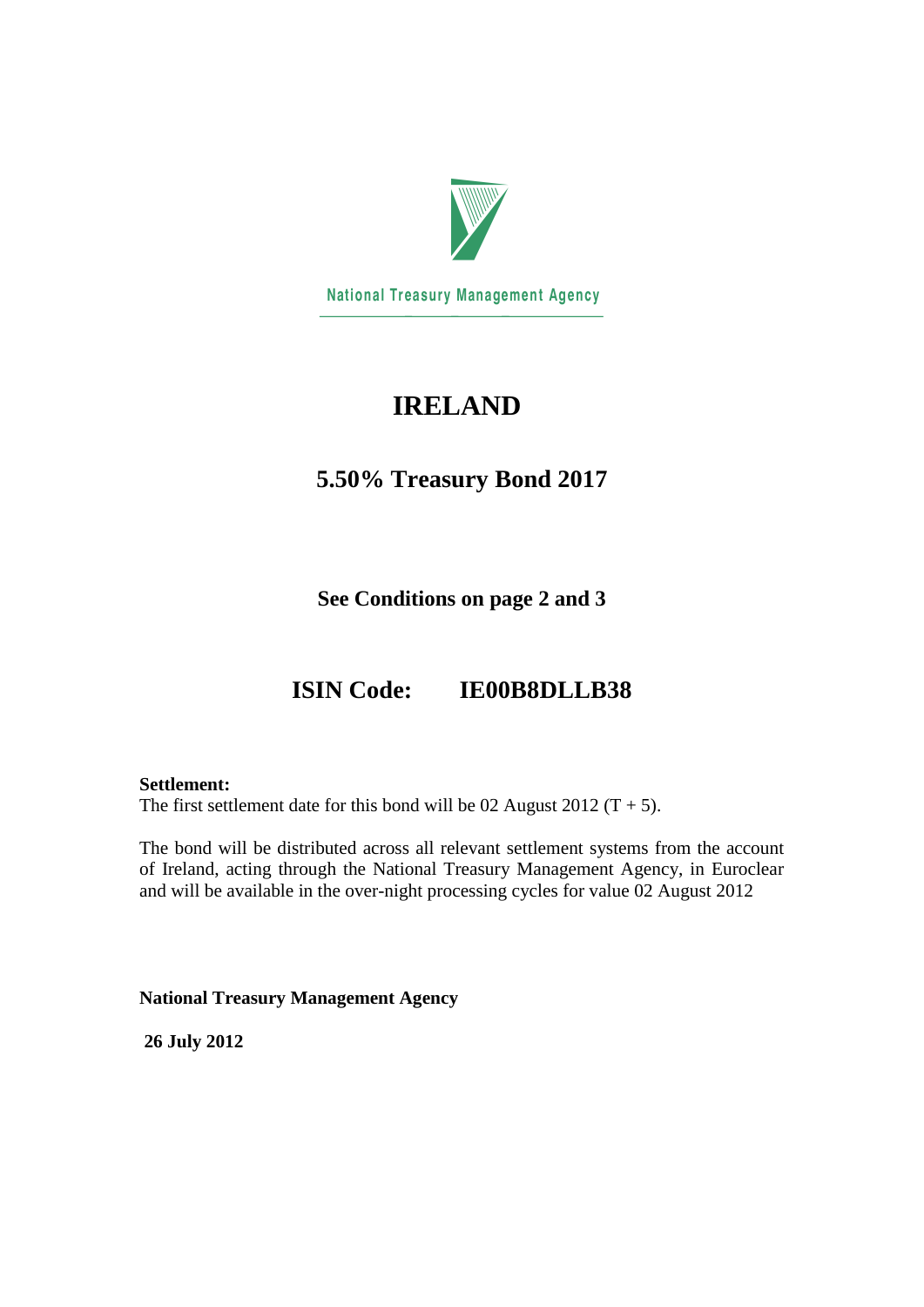National Treasury Management Agency

# IRELAND

## 5.50% Treasury Bond 2017

**See Conditions on page 2 and 3**

**ISIN Code: IE00B8DLLB38**

**Settlement:**
The first settlement date for this bond will be 02 August 2012 (T + 5).

The bond will be distributed across all relevant settlement systems from the account of Ireland, acting through the National Treasury Management Agency, in Euroclear and will be available in the over-night processing cycles for value 02 August 2012

**National Treasury Management Agency**

**26 July 2012**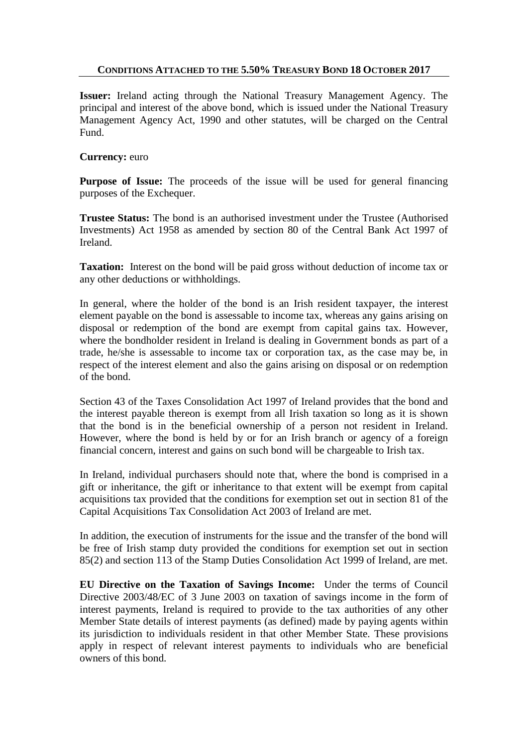## CONDITIONS ATTACHED TO THE 5.50% TREASURY BOND 18 OCTOBER 2017

**Issuer:** Ireland acting through the National Treasury Management Agency. The principal and interest of the above bond, which is issued under the National Treasury Management Agency Act, 1990 and other statutes, will be charged on the Central Fund.

**Currency:** euro

**Purpose of Issue:** The proceeds of the issue will be used for general financing purposes of the Exchequer.

**Trustee Status:** The bond is an authorised investment under the Trustee (Authorised Investments) Act 1958 as amended by section 80 of the Central Bank Act 1997 of Ireland.

**Taxation:** Interest on the bond will be paid gross without deduction of income tax or any other deductions or withholdings.

In general, where the holder of the bond is an Irish resident taxpayer, the interest element payable on the bond is assessable to income tax, whereas any gains arising on disposal or redemption of the bond are exempt from capital gains tax. However, where the bondholder resident in Ireland is dealing in Government bonds as part of a trade, he/she is assessable to income tax or corporation tax, as the case may be, in respect of the interest element and also the gains arising on disposal or on redemption of the bond.

Section 43 of the Taxes Consolidation Act 1997 of Ireland provides that the bond and the interest payable thereon is exempt from all Irish taxation so long as it is shown that the bond is in the beneficial ownership of a person not resident in Ireland. However, where the bond is held by or for an Irish branch or agency of a foreign financial concern, interest and gains on such bond will be chargeable to Irish tax.

In Ireland, individual purchasers should note that, where the bond is comprised in a gift or inheritance, the gift or inheritance to that extent will be exempt from capital acquisitions tax provided that the conditions for exemption set out in section 81 of the Capital Acquisitions Tax Consolidation Act 2003 of Ireland are met.

In addition, the execution of instruments for the issue and the transfer of the bond will be free of Irish stamp duty provided the conditions for exemption set out in section 85(2) and section 113 of the Stamp Duties Consolidation Act 1999 of Ireland, are met.

**EU Directive on the Taxation of Savings Income:** Under the terms of Council Directive 2003/48/EC of 3 June 2003 on taxation of savings income in the form of interest payments, Ireland is required to provide to the tax authorities of any other Member State details of interest payments (as defined) made by paying agents within its jurisdiction to individuals resident in that other Member State. These provisions apply in respect of relevant interest payments to individuals who are beneficial owners of this bond.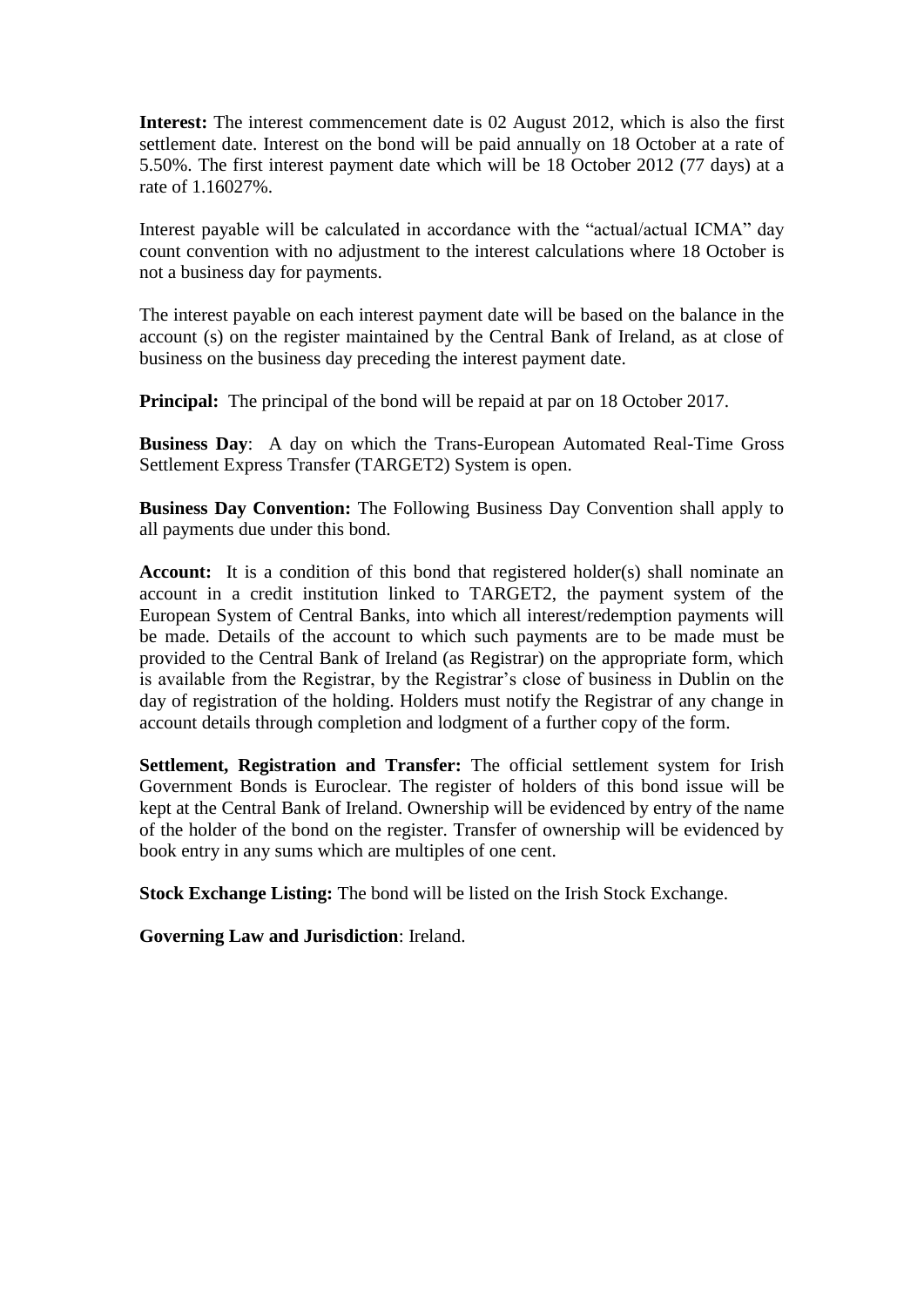**Interest:** The interest commencement date is 02 August 2012, which is also the first settlement date. Interest on the bond will be paid annually on 18 October at a rate of 5.50%. The first interest payment date which will be 18 October 2012 (77 days) at a rate of 1.16027%.

Interest payable will be calculated in accordance with the "actual/actual ICMA" day count convention with no adjustment to the interest calculations where 18 October is not a business day for payments.

The interest payable on each interest payment date will be based on the balance in the account (s) on the register maintained by the Central Bank of Ireland, as at close of business on the business day preceding the interest payment date.

**Principal:** The principal of the bond will be repaid at par on 18 October 2017.

**Business Day**: A day on which the Trans-European Automated Real-Time Gross Settlement Express Transfer (TARGET2) System is open.

**Business Day Convention:** The Following Business Day Convention shall apply to all payments due under this bond.

**Account:** It is a condition of this bond that registered holder(s) shall nominate an account in a credit institution linked to TARGET2, the payment system of the European System of Central Banks, into which all interest/redemption payments will be made. Details of the account to which such payments are to be made must be provided to the Central Bank of Ireland (as Registrar) on the appropriate form, which is available from the Registrar, by the Registrar's close of business in Dublin on the day of registration of the holding. Holders must notify the Registrar of any change in account details through completion and lodgment of a further copy of the form.

**Settlement, Registration and Transfer:** The official settlement system for Irish Government Bonds is Euroclear. The register of holders of this bond issue will be kept at the Central Bank of Ireland. Ownership will be evidenced by entry of the name of the holder of the bond on the register. Transfer of ownership will be evidenced by book entry in any sums which are multiples of one cent.

**Stock Exchange Listing:** The bond will be listed on the Irish Stock Exchange.

**Governing Law and Jurisdiction**: Ireland.